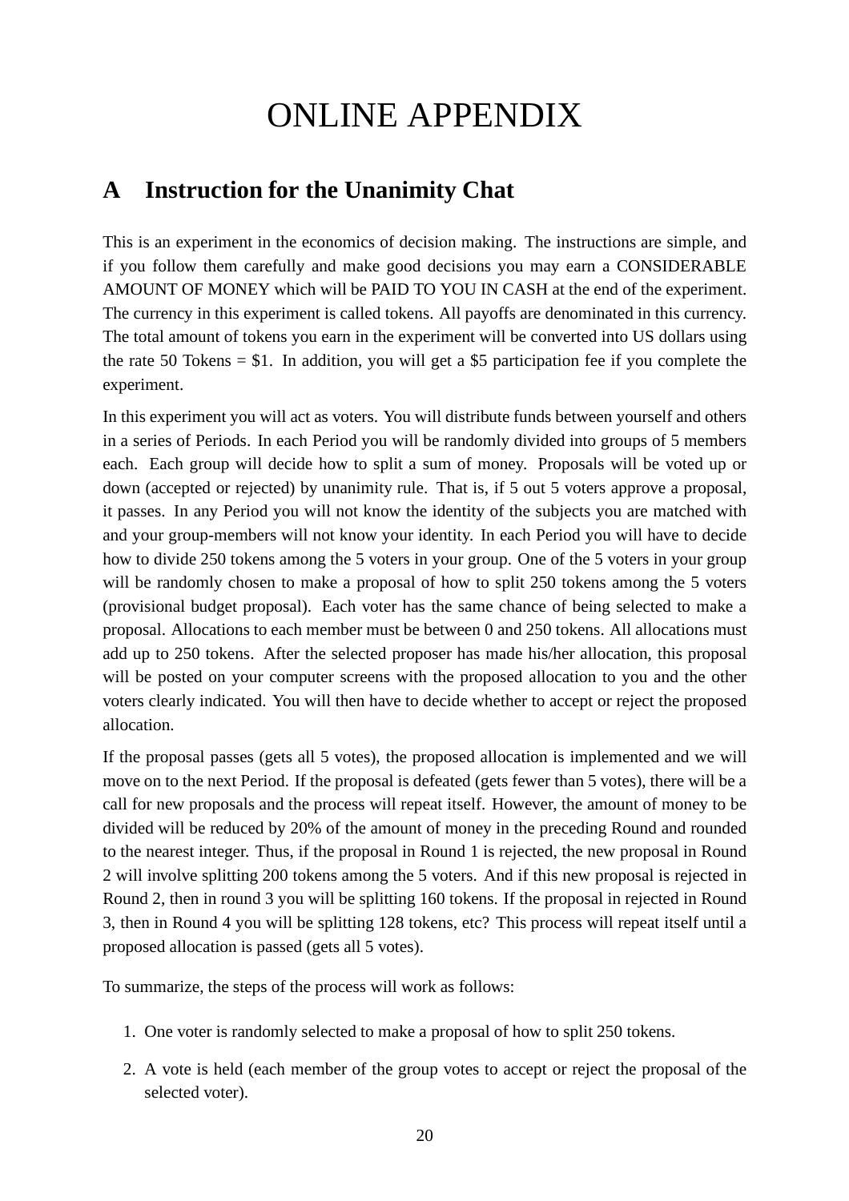# ONLINE APPENDIX

## A Instruction for the Unanimity Chat

This is an experiment in the economics of decision making. The instructions are simple, and if you follow them carefully and make good decisions you may earn a CONSIDERABLE AMOUNT OF MONEY which will be PAID TO YOU IN CASH at the end of the experiment. The currency in this experiment is called tokens. All payoffs are denominated in this currency. The total amount of tokens you earn in the experiment will be converted into US dollars using the rate 50 Tokens = $1. In addition, you will get a $5 participation fee if you complete the experiment.

In this experiment you will act as voters. You will distribute funds between yourself and others in a series of Periods. In each Period you will be randomly divided into groups of 5 members each. Each group will decide how to split a sum of money. Proposals will be voted up or down (accepted or rejected) by unanimity rule. That is, if 5 out 5 voters approve a proposal, it passes. In any Period you will not know the identity of the subjects you are matched with and your group-members will not know your identity. In each Period you will have to decide how to divide 250 tokens among the 5 voters in your group. One of the 5 voters in your group will be randomly chosen to make a proposal of how to split 250 tokens among the 5 voters (provisional budget proposal). Each voter has the same chance of being selected to make a proposal. Allocations to each member must be between 0 and 250 tokens. All allocations must add up to 250 tokens. After the selected proposer has made his/her allocation, this proposal will be posted on your computer screens with the proposed allocation to you and the other voters clearly indicated. You will then have to decide whether to accept or reject the proposed allocation.

If the proposal passes (gets all 5 votes), the proposed allocation is implemented and we will move on to the next Period. If the proposal is defeated (gets fewer than 5 votes), there will be a call for new proposals and the process will repeat itself. However, the amount of money to be divided will be reduced by 20% of the amount of money in the preceding Round and rounded to the nearest integer. Thus, if the proposal in Round 1 is rejected, the new proposal in Round 2 will involve splitting 200 tokens among the 5 voters. And if this new proposal is rejected in Round 2, then in round 3 you will be splitting 160 tokens. If the proposal in rejected in Round 3, then in Round 4 you will be splitting 128 tokens, etc? This process will repeat itself until a proposed allocation is passed (gets all 5 votes).

To summarize, the steps of the process will work as follows:

1. One voter is randomly selected to make a proposal of how to split 250 tokens.
2. A vote is held (each member of the group votes to accept or reject the proposal of the selected voter).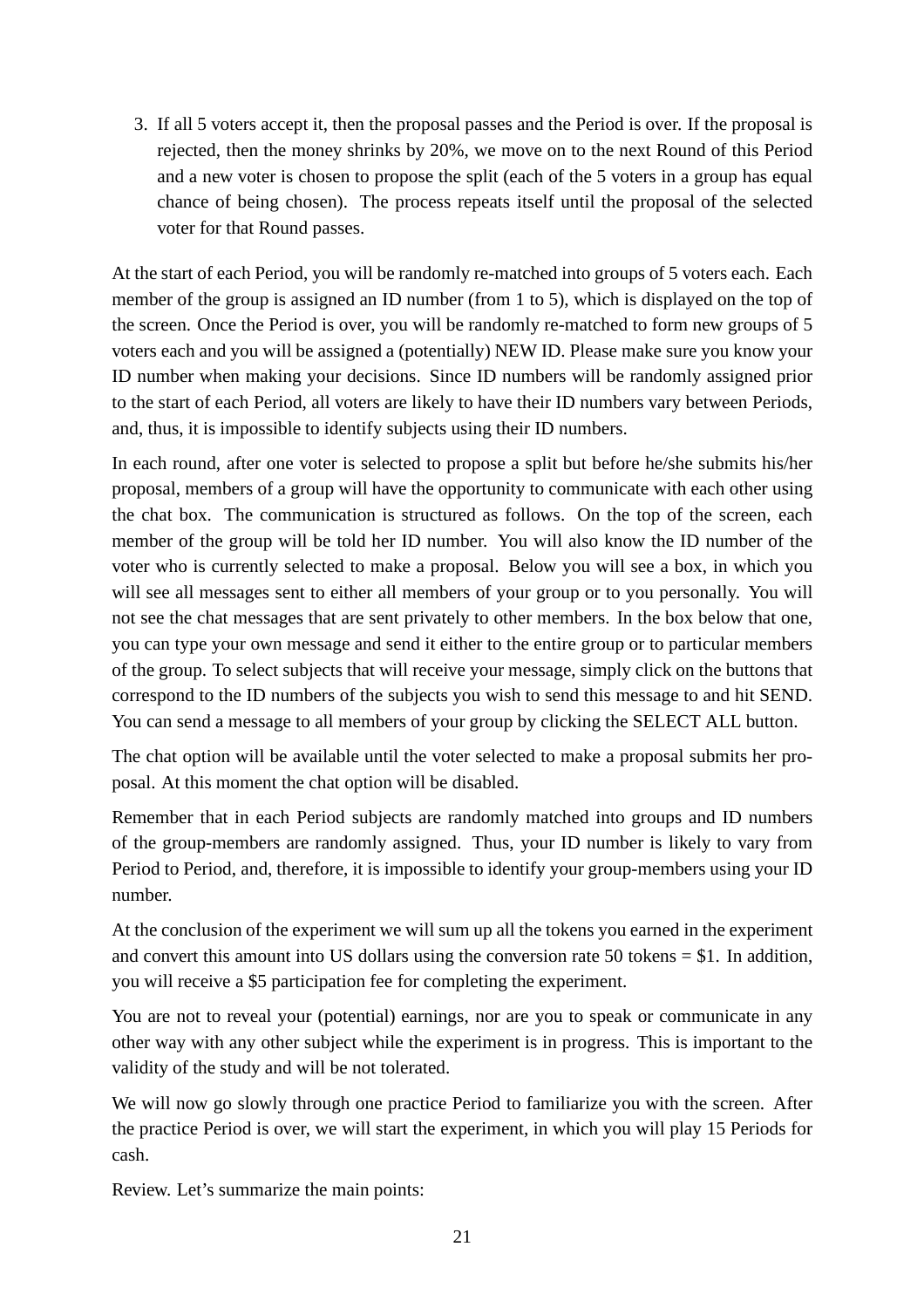3. If all 5 voters accept it, then the proposal passes and the Period is over. If the proposal is rejected, then the money shrinks by 20%, we move on to the next Round of this Period and a new voter is chosen to propose the split (each of the 5 voters in a group has equal chance of being chosen). The process repeats itself until the proposal of the selected voter for that Round passes.

At the start of each Period, you will be randomly re-matched into groups of 5 voters each. Each member of the group is assigned an ID number (from 1 to 5), which is displayed on the top of the screen. Once the Period is over, you will be randomly re-matched to form new groups of 5 voters each and you will be assigned a (potentially) NEW ID. Please make sure you know your ID number when making your decisions. Since ID numbers will be randomly assigned prior to the start of each Period, all voters are likely to have their ID numbers vary between Periods, and, thus, it is impossible to identify subjects using their ID numbers.

In each round, after one voter is selected to propose a split but before he/she submits his/her proposal, members of a group will have the opportunity to communicate with each other using the chat box. The communication is structured as follows. On the top of the screen, each member of the group will be told her ID number. You will also know the ID number of the voter who is currently selected to make a proposal. Below you will see a box, in which you will see all messages sent to either all members of your group or to you personally. You will not see the chat messages that are sent privately to other members. In the box below that one, you can type your own message and send it either to the entire group or to particular members of the group. To select subjects that will receive your message, simply click on the buttons that correspond to the ID numbers of the subjects you wish to send this message to and hit SEND. You can send a message to all members of your group by clicking the SELECT ALL button.

The chat option will be available until the voter selected to make a proposal submits her proposal. At this moment the chat option will be disabled.

Remember that in each Period subjects are randomly matched into groups and ID numbers of the group-members are randomly assigned. Thus, your ID number is likely to vary from Period to Period, and, therefore, it is impossible to identify your group-members using your ID number.

At the conclusion of the experiment we will sum up all the tokens you earned in the experiment and convert this amount into US dollars using the conversion rate 50 tokens = $1. In addition, you will receive a $5 participation fee for completing the experiment.

You are not to reveal your (potential) earnings, nor are you to speak or communicate in any other way with any other subject while the experiment is in progress. This is important to the validity of the study and will be not tolerated.

We will now go slowly through one practice Period to familiarize you with the screen. After the practice Period is over, we will start the experiment, in which you will play 15 Periods for cash.

Review. Let's summarize the main points: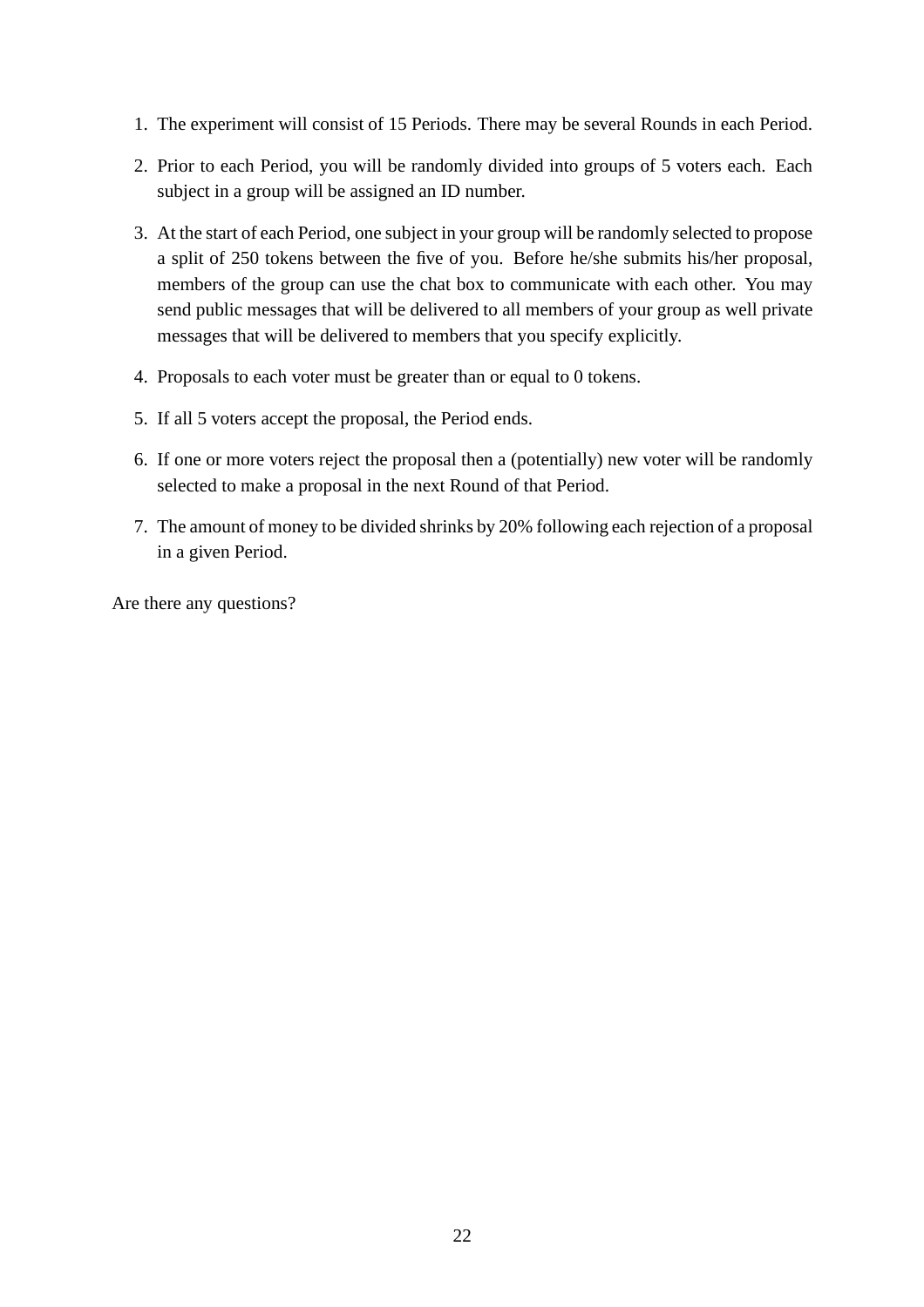1. The experiment will consist of 15 Periods. There may be several Rounds in each Period.
2. Prior to each Period, you will be randomly divided into groups of 5 voters each. Each subject in a group will be assigned an ID number.
3. At the start of each Period, one subject in your group will be randomly selected to propose a split of 250 tokens between the five of you. Before he/she submits his/her proposal, members of the group can use the chat box to communicate with each other. You may send public messages that will be delivered to all members of your group as well private messages that will be delivered to members that you specify explicitly.
4. Proposals to each voter must be greater than or equal to 0 tokens.
5. If all 5 voters accept the proposal, the Period ends.
6. If one or more voters reject the proposal then a (potentially) new voter will be randomly selected to make a proposal in the next Round of that Period.
7. The amount of money to be divided shrinks by 20% following each rejection of a proposal in a given Period.

Are there any questions?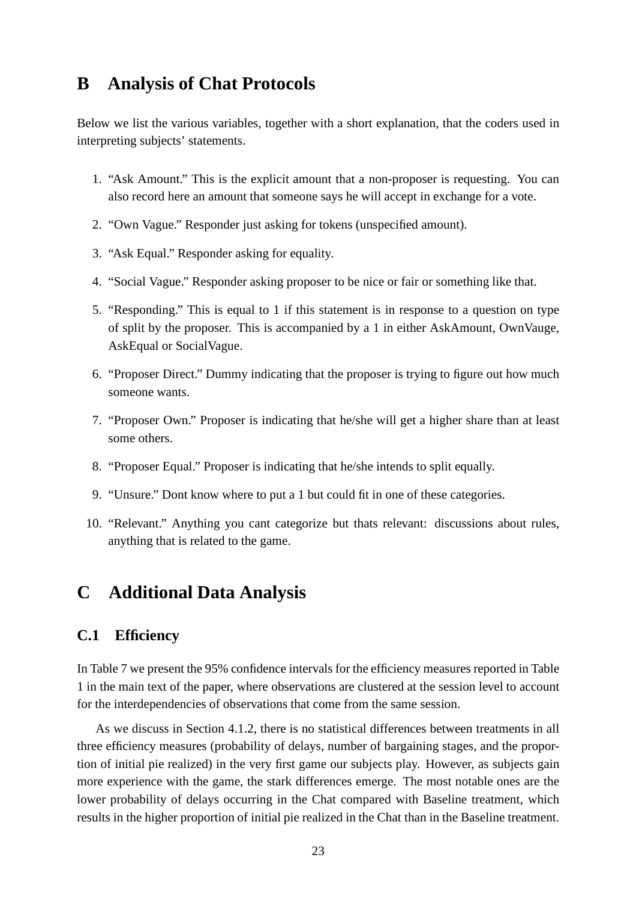# B Analysis of Chat Protocols

Below we list the various variables, together with a short explanation, that the coders used in interpreting subjects' statements.

1. "Ask Amount." This is the explicit amount that a non-proposer is requesting. You can also record here an amount that someone says he will accept in exchange for a vote.
2. "Own Vague." Responder just asking for tokens (unspecified amount).
3. "Ask Equal." Responder asking for equality.
4. "Social Vague." Responder asking proposer to be nice or fair or something like that.
5. "Responding." This is equal to 1 if this statement is in response to a question on type of split by the proposer. This is accompanied by a 1 in either AskAmount, OwnVauge, AskEqual or SocialVague.
6. "Proposer Direct." Dummy indicating that the proposer is trying to figure out how much someone wants.
7. "Proposer Own." Proposer is indicating that he/she will get a higher share than at least some others.
8. "Proposer Equal." Proposer is indicating that he/she intends to split equally.
9. "Unsure." Dont know where to put a 1 but could fit in one of these categories.
10. "Relevant." Anything you cant categorize but thats relevant: discussions about rules, anything that is related to the game.

# C Additional Data Analysis

## C.1 Efficiency

In Table 7 we present the 95% confidence intervals for the efficiency measures reported in Table 1 in the main text of the paper, where observations are clustered at the session level to account for the interdependencies of observations that come from the same session.

As we discuss in Section 4.1.2, there is no statistical differences between treatments in all three efficiency measures (probability of delays, number of bargaining stages, and the proportion of initial pie realized) in the very first game our subjects play. However, as subjects gain more experience with the game, the stark differences emerge. The most notable ones are the lower probability of delays occurring in the Chat compared with Baseline treatment, which results in the higher proportion of initial pie realized in the Chat than in the Baseline treatment.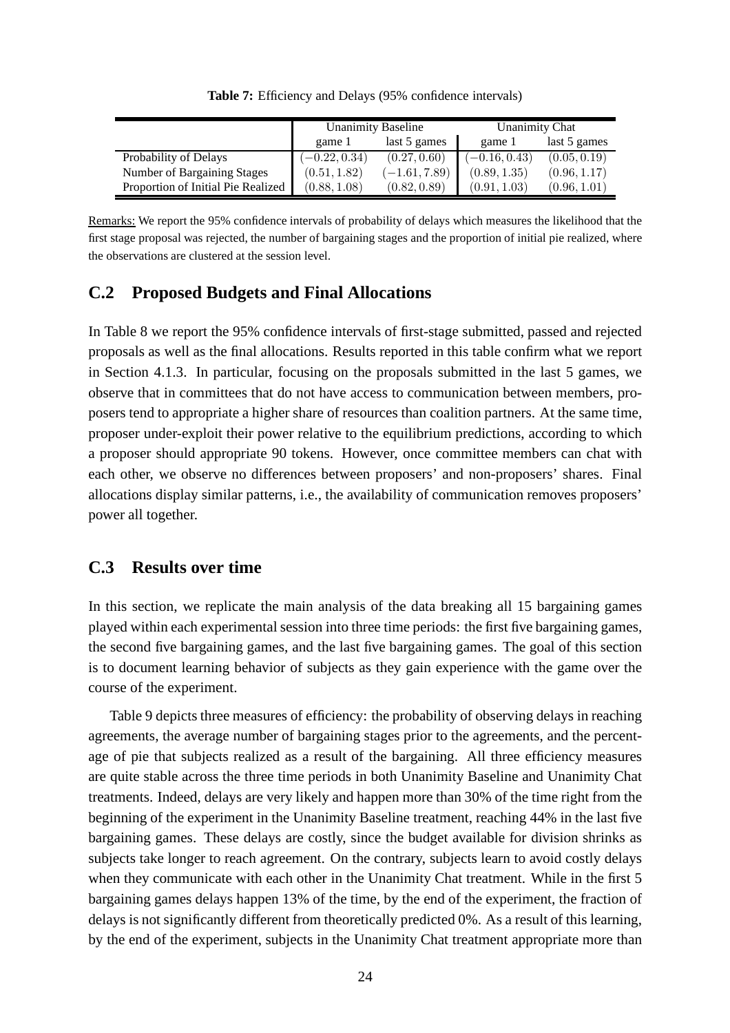**Table 7:** Efficiency and Delays (95% confidence intervals)

| | Unanimity Baseline | | Unanimity Chat | |
|---|---|---|---|---|
| | game 1 | last 5 games | game 1 | last 5 games |
| Probability of Delays | $(-0.22, 0.34)$ | $(0.27, 0.60)$ | $(-0.16, 0.43)$ | $(0.05, 0.19)$ |
| Number of Bargaining Stages | $(0.51, 1.82)$ | $(-1.61, 7.89)$ | $(0.89, 1.35)$ | $(0.96, 1.17)$ |
| Proportion of Initial Pie Realized | $(0.88, 1.08)$ | $(0.82, 0.89)$ | $(0.91, 1.03)$ | $(0.96, 1.01)$ |

Remarks: We report the 95% confidence intervals of probability of delays which measures the likelihood that the first stage proposal was rejected, the number of bargaining stages and the proportion of initial pie realized, where the observations are clustered at the session level.

## C.2 Proposed Budgets and Final Allocations

In Table 8 we report the 95% confidence intervals of first-stage submitted, passed and rejected proposals as well as the final allocations. Results reported in this table confirm what we report in Section 4.1.3. In particular, focusing on the proposals submitted in the last 5 games, we observe that in committees that do not have access to communication between members, proposers tend to appropriate a higher share of resources than coalition partners. At the same time, proposer under-exploit their power relative to the equilibrium predictions, according to which a proposer should appropriate 90 tokens. However, once committee members can chat with each other, we observe no differences between proposers' and non-proposers' shares. Final allocations display similar patterns, i.e., the availability of communication removes proposers' power all together.

## C.3 Results over time

In this section, we replicate the main analysis of the data breaking all 15 bargaining games played within each experimental session into three time periods: the first five bargaining games, the second five bargaining games, and the last five bargaining games. The goal of this section is to document learning behavior of subjects as they gain experience with the game over the course of the experiment.

Table 9 depicts three measures of efficiency: the probability of observing delays in reaching agreements, the average number of bargaining stages prior to the agreements, and the percentage of pie that subjects realized as a result of the bargaining. All three efficiency measures are quite stable across the three time periods in both Unanimity Baseline and Unanimity Chat treatments. Indeed, delays are very likely and happen more than 30% of the time right from the beginning of the experiment in the Unanimity Baseline treatment, reaching 44% in the last five bargaining games. These delays are costly, since the budget available for division shrinks as subjects take longer to reach agreement. On the contrary, subjects learn to avoid costly delays when they communicate with each other in the Unanimity Chat treatment. While in the first 5 bargaining games delays happen 13% of the time, by the end of the experiment, the fraction of delays is not significantly different from theoretically predicted 0%. As a result of this learning, by the end of the experiment, subjects in the Unanimity Chat treatment appropriate more than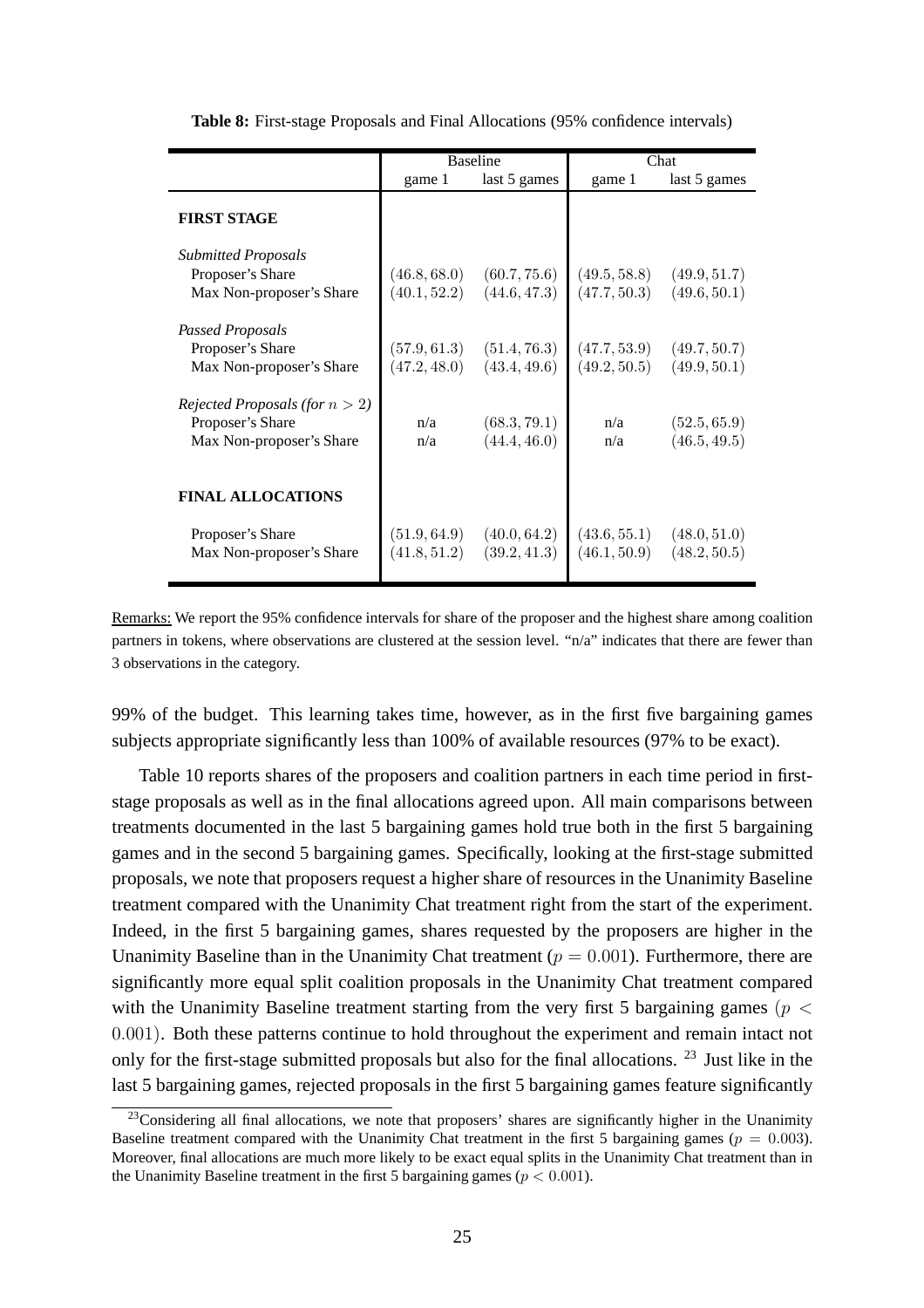**Table 8:** First-stage Proposals and Final Allocations (95% confidence intervals)

| | Baseline | | Chat | |
|---|---|---|---|---|
| | game 1 | last 5 games | game 1 | last 5 games |
| **FIRST STAGE** | | | | |
| *Submitted Proposals* | | | | |
| Proposer's Share | $(46.8, 68.0)$ | $(60.7, 75.6)$ | $(49.5, 58.8)$ | $(49.9, 51.7)$ |
| Max Non-proposer's Share | $(40.1, 52.2)$ | $(44.6, 47.3)$ | $(47.7, 50.3)$ | $(49.6, 50.1)$ |
| *Passed Proposals* | | | | |
| Proposer's Share | $(57.9, 61.3)$ | $(51.4, 76.3)$ | $(47.7, 53.9)$ | $(49.7, 50.7)$ |
| Max Non-proposer's Share | $(47.2, 48.0)$ | $(43.4, 49.6)$ | $(49.2, 50.5)$ | $(49.9, 50.1)$ |
| *Rejected Proposals (for $n > 2$)* | | | | |
| Proposer's Share | n/a | $(68.3, 79.1)$ | n/a | $(52.5, 65.9)$ |
| Max Non-proposer's Share | n/a | $(44.4, 46.0)$ | n/a | $(46.5, 49.5)$ |
| **FINAL ALLOCATIONS** | | | | |
| Proposer's Share | $(51.9, 64.9)$ | $(40.0, 64.2)$ | $(43.6, 55.1)$ | $(48.0, 51.0)$ |
| Max Non-proposer's Share | $(41.8, 51.2)$ | $(39.2, 41.3)$ | $(46.1, 50.9)$ | $(48.2, 50.5)$ |

Remarks: We report the 95% confidence intervals for share of the proposer and the highest share among coalition partners in tokens, where observations are clustered at the session level. "n/a" indicates that there are fewer than 3 observations in the category.

99% of the budget. This learning takes time, however, as in the first five bargaining games subjects appropriate significantly less than 100% of available resources (97% to be exact).

Table 10 reports shares of the proposers and coalition partners in each time period in first-stage proposals as well as in the final allocations agreed upon. All main comparisons between treatments documented in the last 5 bargaining games hold true both in the first 5 bargaining games and in the second 5 bargaining games. Specifically, looking at the first-stage submitted proposals, we note that proposers request a higher share of resources in the Unanimity Baseline treatment compared with the Unanimity Chat treatment right from the start of the experiment. Indeed, in the first 5 bargaining games, shares requested by the proposers are higher in the Unanimity Baseline than in the Unanimity Chat treatment ($p = 0.001$). Furthermore, there are significantly more equal split coalition proposals in the Unanimity Chat treatment compared with the Unanimity Baseline treatment starting from the very first 5 bargaining games ($p < 0.001$). Both these patterns continue to hold throughout the experiment and remain intact not only for the first-stage submitted proposals but also for the final allocations. [23] Just like in the last 5 bargaining games, rejected proposals in the first 5 bargaining games feature significantly

[23] Considering all final allocations, we note that proposers' shares are significantly higher in the Unanimity Baseline treatment compared with the Unanimity Chat treatment in the first 5 bargaining games ($p = 0.003$). Moreover, final allocations are much more likely to be exact equal splits in the Unanimity Chat treatment than in the Unanimity Baseline treatment in the first 5 bargaining games ($p < 0.001$).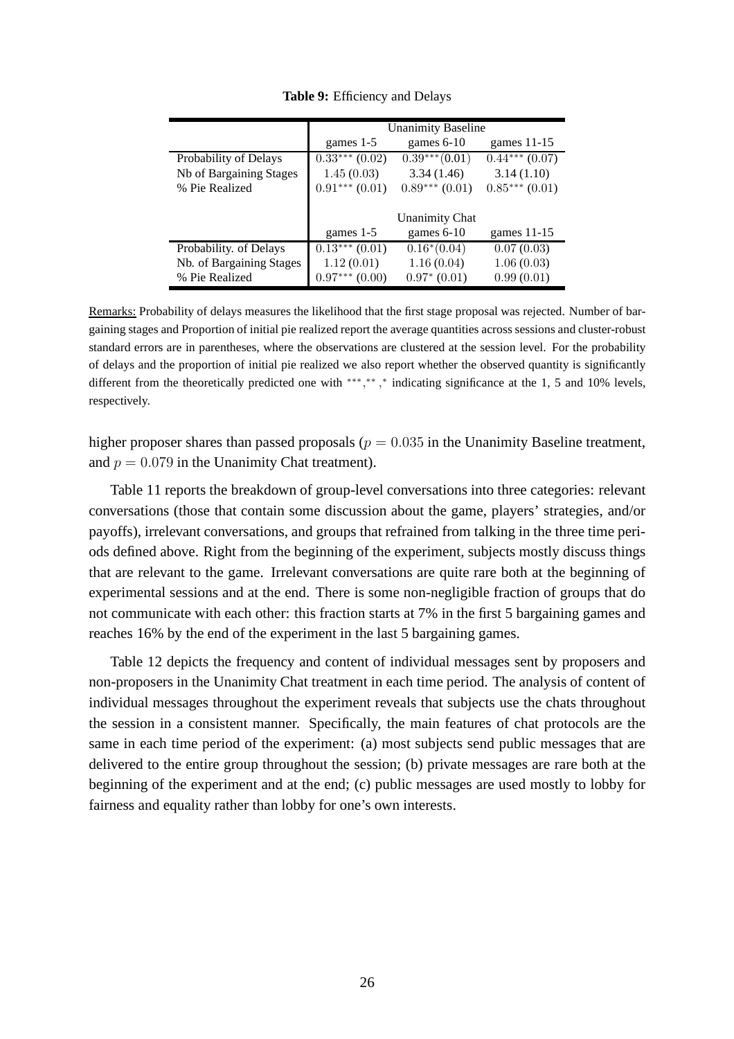**Table 9:** Efficiency and Delays

| | Unanimity Baseline | | |
|---|---|---|---|
| | games 1-5 | games 6-10 | games 11-15 |
| Probability of Delays | $0.33^{***}$ (0.02) | $0.39^{***}$(0.01) | $0.44^{***}$ (0.07) |
| Nb of Bargaining Stages | 1.45 (0.03) | 3.34 (1.46) | 3.14 (1.10) |
| % Pie Realized | $0.91^{***}$ (0.01) | $0.89^{***}$ (0.01) | $0.85^{***}$ (0.01) |
| | **Unanimity Chat** | | |
| | games 1-5 | games 6-10 | games 11-15 |
| Probability. of Delays | $0.13^{***}$ (0.01) | $0.16^{*}$(0.04) | 0.07 (0.03) |
| Nb. of Bargaining Stages | 1.12 (0.01) | 1.16 (0.04) | 1.06 (0.03) |
| % Pie Realized | $0.97^{***}$ (0.00) | $0.97^{*}$ (0.01) | 0.99 (0.01) |

Remarks: Probability of delays measures the likelihood that the first stage proposal was rejected. Number of bargaining stages and Proportion of initial pie realized report the average quantities across sessions and cluster-robust standard errors are in parentheses, where the observations are clustered at the session level. For the probability of delays and the proportion of initial pie realized we also report whether the observed quantity is significantly different from the theoretically predicted one with $^{***}$,$^{**}$,$^{*}$ indicating significance at the 1, 5 and 10% levels, respectively.

higher proposer shares than passed proposals ($p = 0.035$ in the Unanimity Baseline treatment, and $p = 0.079$ in the Unanimity Chat treatment).

Table 11 reports the breakdown of group-level conversations into three categories: relevant conversations (those that contain some discussion about the game, players' strategies, and/or payoffs), irrelevant conversations, and groups that refrained from talking in the three time periods defined above. Right from the beginning of the experiment, subjects mostly discuss things that are relevant to the game. Irrelevant conversations are quite rare both at the beginning of experimental sessions and at the end. There is some non-negligible fraction of groups that do not communicate with each other: this fraction starts at 7% in the first 5 bargaining games and reaches 16% by the end of the experiment in the last 5 bargaining games.

Table 12 depicts the frequency and content of individual messages sent by proposers and non-proposers in the Unanimity Chat treatment in each time period. The analysis of content of individual messages throughout the experiment reveals that subjects use the chats throughout the session in a consistent manner. Specifically, the main features of chat protocols are the same in each time period of the experiment: (a) most subjects send public messages that are delivered to the entire group throughout the session; (b) private messages are rare both at the beginning of the experiment and at the end; (c) public messages are used mostly to lobby for fairness and equality rather than lobby for one's own interests.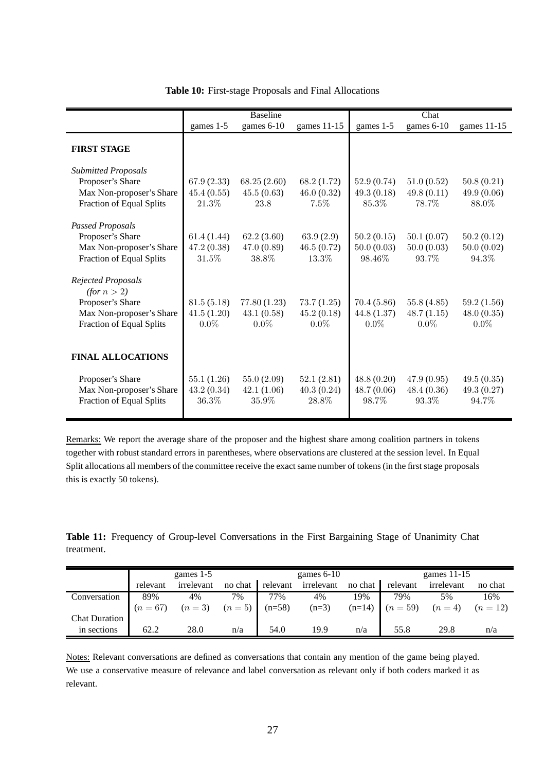**Table 10:** First-stage Proposals and Final Allocations

| | Baseline | | | Chat | | |
|---|---|---|---|---|---|---|
| | games 1-5 | games 6-10 | games 11-15 | games 1-5 | games 6-10 | games 11-15 |
| **FIRST STAGE** | | | | | | |
| *Submitted Proposals* | | | | | | |
| Proposer's Share | 67.9 (2.33) | 68.25 (2.60) | 68.2 (1.72) | 52.9 (0.74) | 51.0 (0.52) | 50.8 (0.21) |
| Max Non-proposer's Share | 45.4 (0.55) | 45.5 (0.63) | 46.0 (0.32) | 49.3 (0.18) | 49.8 (0.11) | 49.9 (0.06) |
| Fraction of Equal Splits | 21.3% | 23.8 | 7.5% | 85.3% | 78.7% | 88.0% |
| *Passed Proposals* | | | | | | |
| Proposer's Share | 61.4 (1.44) | 62.2 (3.60) | 63.9 (2.9) | 50.2 (0.15) | 50.1 (0.07) | 50.2 (0.12) |
| Max Non-proposer's Share | 47.2 (0.38) | 47.0 (0.89) | 46.5 (0.72) | 50.0 (0.03) | 50.0 (0.03) | 50.0 (0.02) |
| Fraction of Equal Splits | 31.5% | 38.8% | 13.3% | 98.46% | 93.7% | 94.3% |
| *Rejected Proposals (for $n > 2$)* | | | | | | |
| Proposer's Share | 81.5 (5.18) | 77.80 (1.23) | 73.7 (1.25) | 70.4 (5.86) | 55.8 (4.85) | 59.2 (1.56) |
| Max Non-proposer's Share | 41.5 (1.20) | 43.1 (0.58) | 45.2 (0.18) | 44.8 (1.37) | 48.7 (1.15) | 48.0 (0.35) |
| Fraction of Equal Splits | 0.0% | 0.0% | 0.0% | 0.0% | 0.0% | 0.0% |
| **FINAL ALLOCATIONS** | | | | | | |
| Proposer's Share | 55.1 (1.26) | 55.0 (2.09) | 52.1 (2.81) | 48.8 (0.20) | 47.9 (0.95) | 49.5 (0.35) |
| Max Non-proposer's Share | 43.2 (0.34) | 42.1 (1.06) | 40.3 (0.24) | 48.7 (0.06) | 48.4 (0.36) | 49.3 (0.27) |
| Fraction of Equal Splits | 36.3% | 35.9% | 28.8% | 98.7% | 93.3% | 94.7% |

Remarks: We report the average share of the proposer and the highest share among coalition partners in tokens together with robust standard errors in parentheses, where observations are clustered at the session level. In Equal Split allocations all members of the committee receive the exact same number of tokens (in the first stage proposals this is exactly 50 tokens).

**Table 11:** Frequency of Group-level Conversations in the First Bargaining Stage of Unanimity Chat treatment.

| | games 1-5 | | | games 6-10 | | | games 11-15 | | |
|---|---|---|---|---|---|---|---|---|---|
| | relevant | irrelevant | no chat | relevant | irrelevant | no chat | relevant | irrelevant | no chat |
| Conversation | 89% | 4% | 7% | 77% | 4% | 19% | 79% | 5% | 16% |
| | $(n = 67)$ | $(n = 3)$ | $(n = 5)$ | (n=58) | (n=3) | (n=14) | $(n = 59)$ | $(n = 4)$ | $(n = 12)$ |
| Chat Duration in sections | 62.2 | 28.0 | n/a | 54.0 | 19.9 | n/a | 55.8 | 29.8 | n/a |

Notes: Relevant conversations are defined as conversations that contain any mention of the game being played. We use a conservative measure of relevance and label conversation as relevant only if both coders marked it as relevant.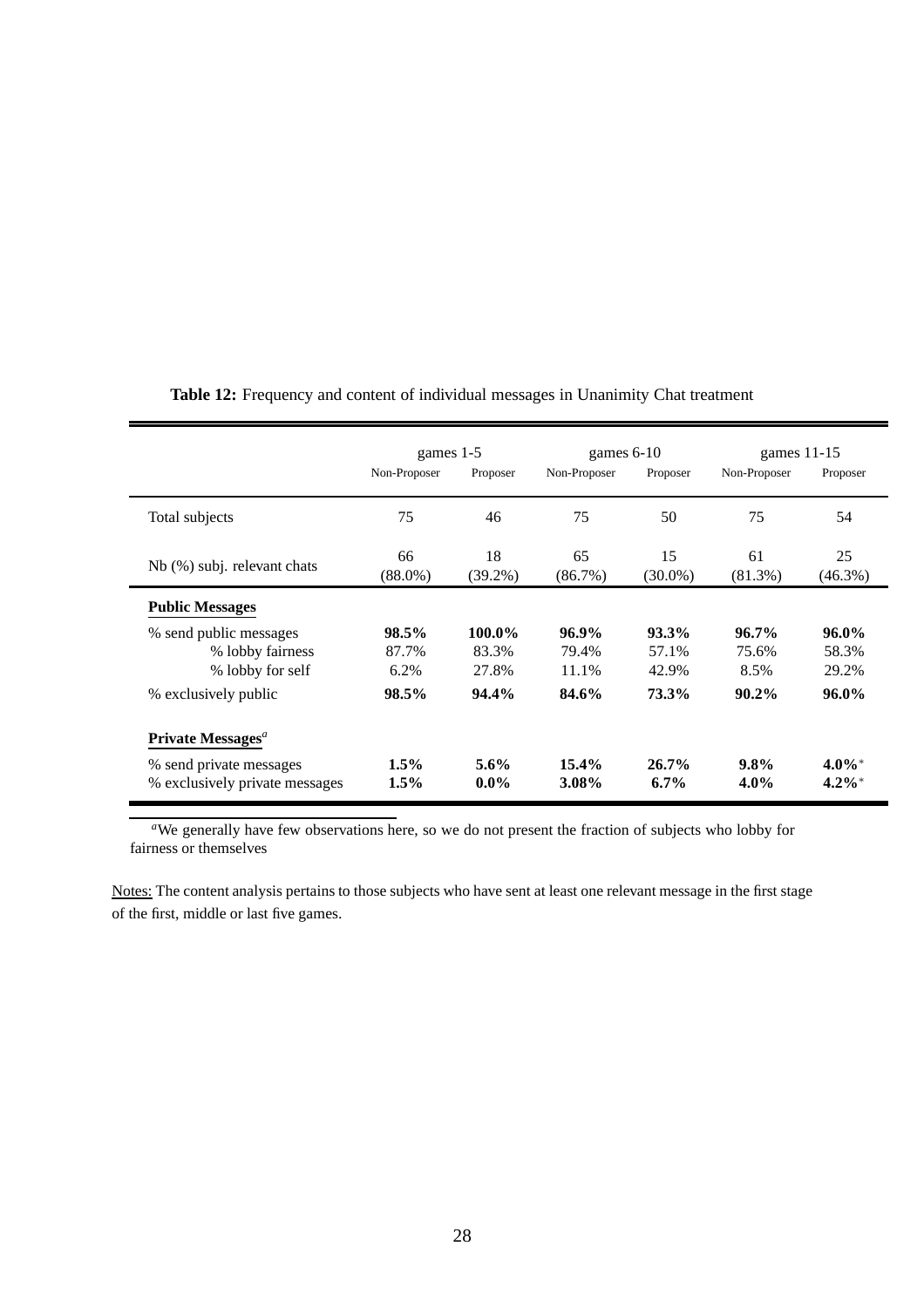**Table 12:** Frequency and content of individual messages in Unanimity Chat treatment

| | games 1-5 | | games 6-10 | | games 11-15 | |
|---|---|---|---|---|---|---|
| | Non-Proposer | Proposer | Non-Proposer | Proposer | Non-Proposer | Proposer |
| Total subjects | 75 | 46 | 75 | 50 | 75 | 54 |
| Nb (%) subj. relevant chats | 66 (88.0%) | 18 (39.2%) | 65 (86.7%) | 15 (30.0%) | 61 (81.3%) | 25 (46.3%) |
| **Public Messages** | | | | | | |
| % send public messages | **98.5%** | **100.0%** | **96.9%** | **93.3%** | **96.7%** | **96.0%** |
| % lobby fairness | 87.7% | 83.3% | 79.4% | 57.1% | 75.6% | 58.3% |
| % lobby for self | 6.2% | 27.8% | 11.1% | 42.9% | 8.5% | 29.2% |
| % exclusively public | **98.5%** | **94.4%** | **84.6%** | **73.3%** | **90.2%** | **96.0%** |
| **Private Messages**[a] | | | | | | |
| % send private messages | **1.5%** | **5.6%** | **15.4%** | **26.7%** | **9.8%** | **4.0%*** |
| % exclusively private messages | **1.5%** | **0.0%** | **3.08%** | **6.7%** | **4.0%** | **4.2%*** |

[a] We generally have few observations here, so we do not present the fraction of subjects who lobby for fairness or themselves

Notes: The content analysis pertains to those subjects who have sent at least one relevant message in the first stage of the first, middle or last five games.